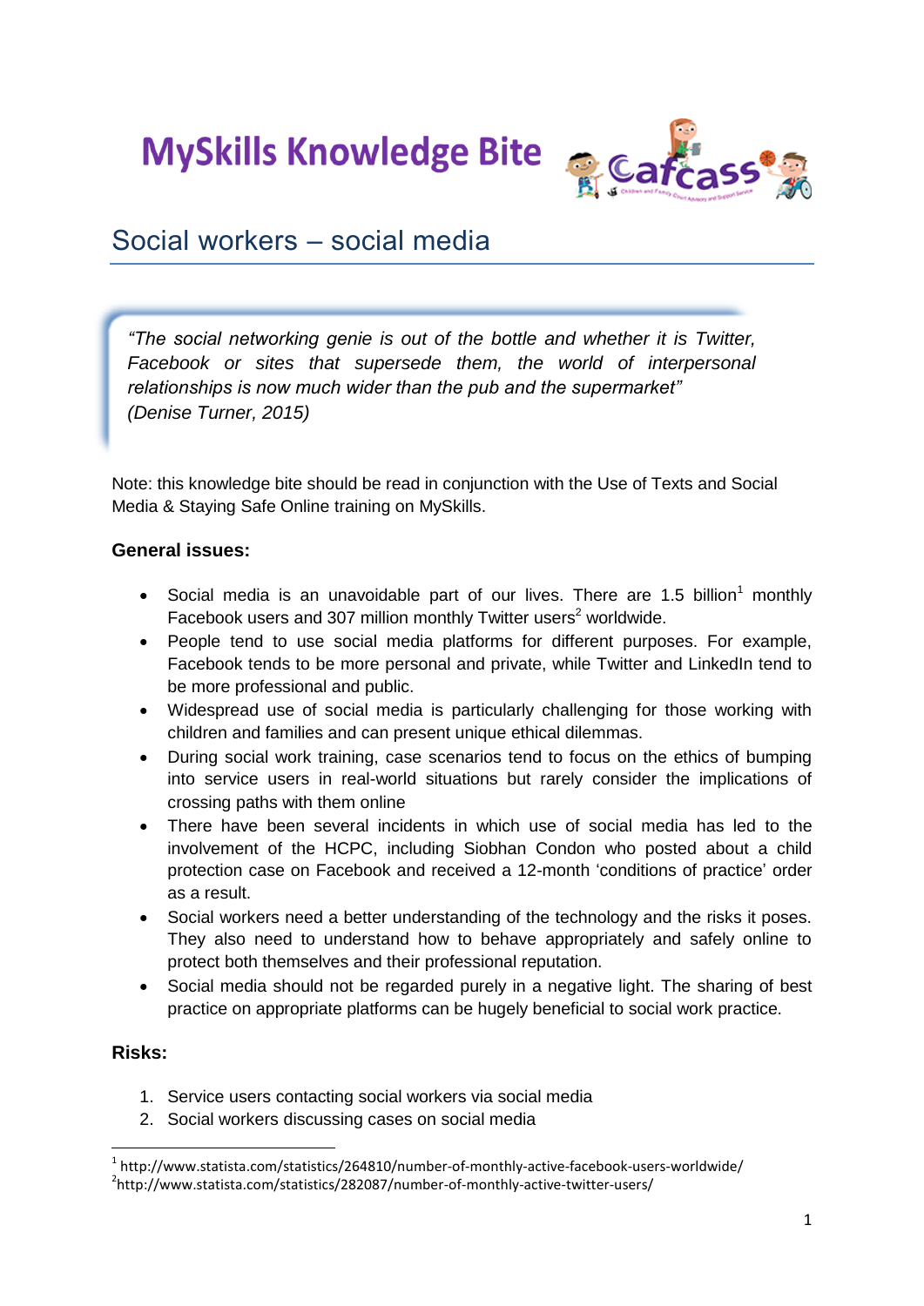# MySkills Knowledge Bite

## Social workers – social media

> *"The social networking genie is out of the bottle and whether it is Twitter, Facebook or sites that supersede them, the world of interpersonal relationships is now much wider than the pub and the supermarket" (Denise Turner, 2015)*

Note: this knowledge bite should be read in conjunction with the Use of Texts and Social Media & Staying Safe Online training on MySkills.

**General issues:**

- Social media is an unavoidable part of our lives. There are 1.5 billion[1] monthly Facebook users and 307 million monthly Twitter users[2] worldwide.
- People tend to use social media platforms for different purposes. For example, Facebook tends to be more personal and private, while Twitter and LinkedIn tend to be more professional and public.
- Widespread use of social media is particularly challenging for those working with children and families and can present unique ethical dilemmas.
- During social work training, case scenarios tend to focus on the ethics of bumping into service users in real-world situations but rarely consider the implications of crossing paths with them online
- There have been several incidents in which use of social media has led to the involvement of the HCPC, including Siobhan Condon who posted about a child protection case on Facebook and received a 12-month 'conditions of practice' order as a result.
- Social workers need a better understanding of the technology and the risks it poses. They also need to understand how to behave appropriately and safely online to protect both themselves and their professional reputation.
- Social media should not be regarded purely in a negative light. The sharing of best practice on appropriate platforms can be hugely beneficial to social work practice.

**Risks:**

1. Service users contacting social workers via social media
2. Social workers discussing cases on social media

[1] http://www.statista.com/statistics/264810/number-of-monthly-active-facebook-users-worldwide/
[2] http://www.statista.com/statistics/282087/number-of-monthly-active-twitter-users/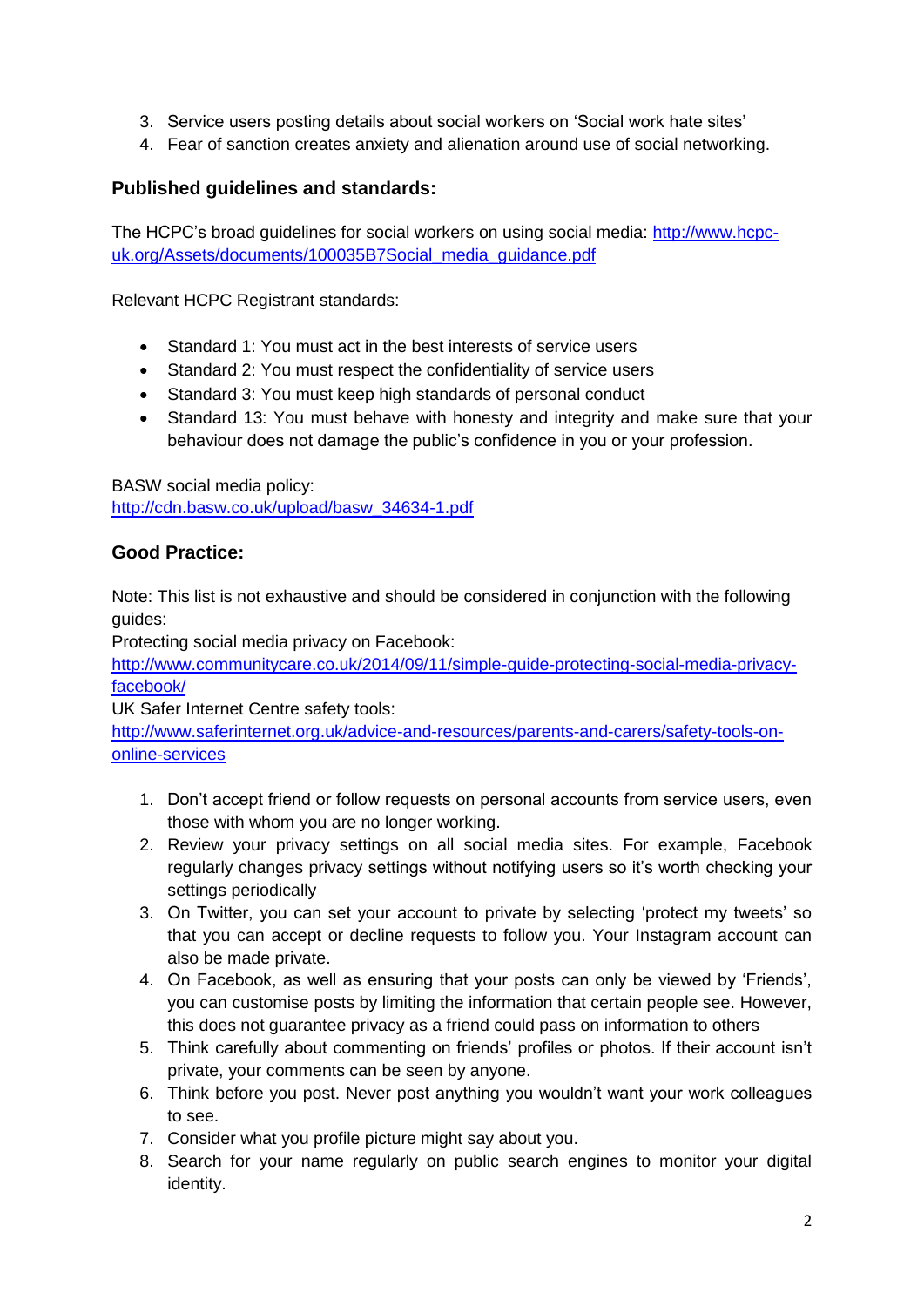3. Service users posting details about social workers on 'Social work hate sites'
4. Fear of sanction creates anxiety and alienation around use of social networking.

## Published guidelines and standards:

The HCPC's broad guidelines for social workers on using social media: [http://www.hcpc-uk.org/Assets/documents/100035B7Social_media_guidance.pdf](http://www.hcpc-uk.org/Assets/documents/100035B7Social_media_guidance.pdf)

Relevant HCPC Registrant standards:

- Standard 1: You must act in the best interests of service users
- Standard 2: You must respect the confidentiality of service users
- Standard 3: You must keep high standards of personal conduct
- Standard 13: You must behave with honesty and integrity and make sure that your behaviour does not damage the public's confidence in you or your profession.

BASW social media policy:
[http://cdn.basw.co.uk/upload/basw_34634-1.pdf](http://cdn.basw.co.uk/upload/basw_34634-1.pdf)

## Good Practice:

Note: This list is not exhaustive and should be considered in conjunction with the following guides:
Protecting social media privacy on Facebook:
[http://www.communitycare.co.uk/2014/09/11/simple-guide-protecting-social-media-privacy-facebook/](http://www.communitycare.co.uk/2014/09/11/simple-guide-protecting-social-media-privacy-facebook/)
UK Safer Internet Centre safety tools:
[http://www.saferinternet.org.uk/advice-and-resources/parents-and-carers/safety-tools-on-online-services](http://www.saferinternet.org.uk/advice-and-resources/parents-and-carers/safety-tools-on-online-services)

1. Don't accept friend or follow requests on personal accounts from service users, even those with whom you are no longer working.
2. Review your privacy settings on all social media sites. For example, Facebook regularly changes privacy settings without notifying users so it's worth checking your settings periodically
3. On Twitter, you can set your account to private by selecting 'protect my tweets' so that you can accept or decline requests to follow you. Your Instagram account can also be made private.
4. On Facebook, as well as ensuring that your posts can only be viewed by 'Friends', you can customise posts by limiting the information that certain people see. However, this does not guarantee privacy as a friend could pass on information to others
5. Think carefully about commenting on friends' profiles or photos. If their account isn't private, your comments can be seen by anyone.
6. Think before you post. Never post anything you wouldn't want your work colleagues to see.
7. Consider what you profile picture might say about you.
8. Search for your name regularly on public search engines to monitor your digital identity.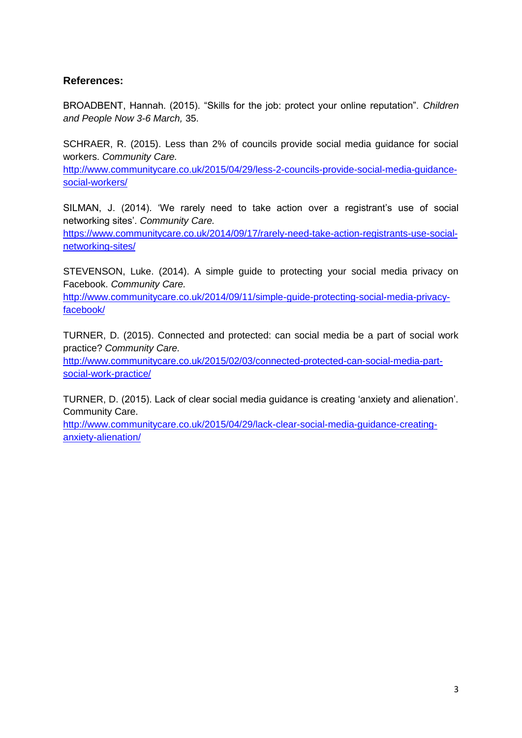**References:**

BROADBENT, Hannah. (2015). "Skills for the job: protect your online reputation". *Children and People Now 3-6 March,* 35.

SCHRAER, R. (2015). Less than 2% of councils provide social media guidance for social workers. *Community Care.* http://www.communitycare.co.uk/2015/04/29/less-2-councils-provide-social-media-guidance-social-workers/

SILMAN, J. (2014). 'We rarely need to take action over a registrant's use of social networking sites'. *Community Care.* https://www.communitycare.co.uk/2014/09/17/rarely-need-take-action-registrants-use-social-networking-sites/

STEVENSON, Luke. (2014). A simple guide to protecting your social media privacy on Facebook. *Community Care.* http://www.communitycare.co.uk/2014/09/11/simple-guide-protecting-social-media-privacy-facebook/

TURNER, D. (2015). Connected and protected: can social media be a part of social work practice? *Community Care.* http://www.communitycare.co.uk/2015/02/03/connected-protected-can-social-media-part-social-work-practice/

TURNER, D. (2015). Lack of clear social media guidance is creating 'anxiety and alienation'. Community Care. http://www.communitycare.co.uk/2015/04/29/lack-clear-social-media-guidance-creating-anxiety-alienation/